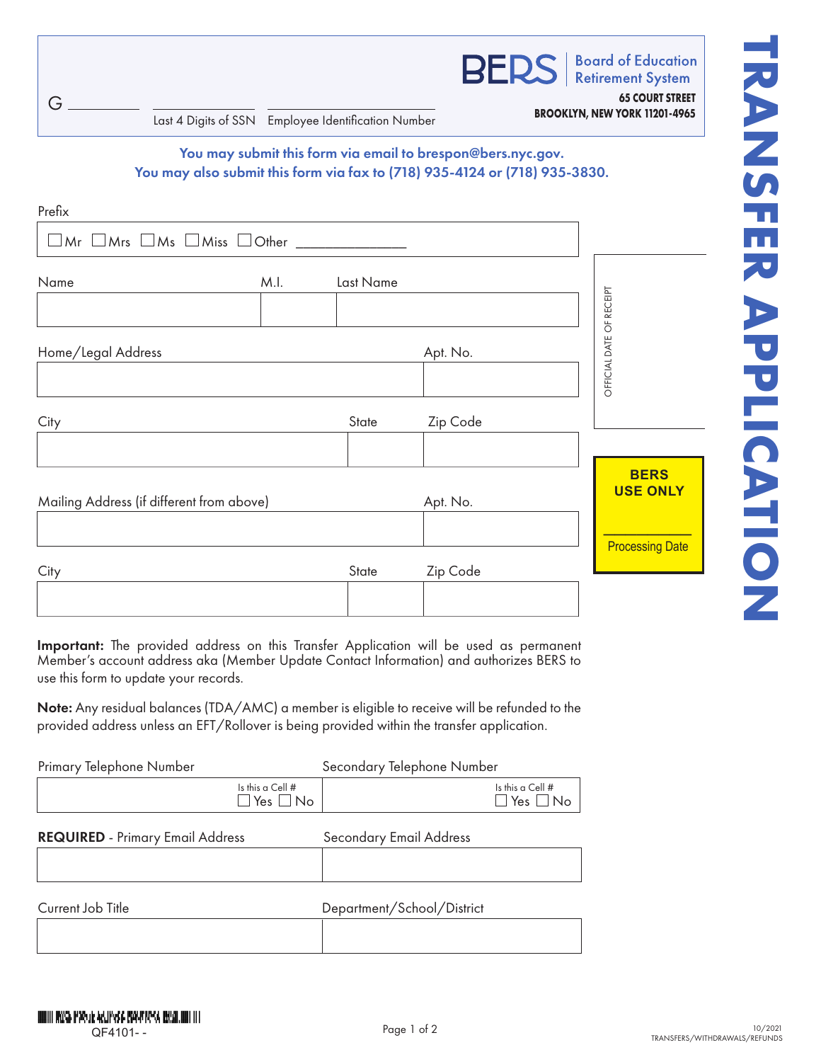# TRANSFER APPLICATION

G ________ | ________ Last 4 Digits of SSN | ________ Employee Identification Number

**BERS** Board of Education Retirement System

**65 COURT STREET**
**BROOKLYN, NEW YORK 11201-4965**

**You may submit this form via email to brespon@bers.nyc.gov.**
**You may also submit this form via fax to (718) 935-4124 or (718) 935-3830.**

Prefix

☐ Mr ☐ Mrs ☐ Ms ☐ Miss ☐ Other ______________

| Name | M.I. | Last Name |
|---|---|---|
| | | |

| Home/Legal Address | Apt. No. |
|---|---|
| | |

| City | State | Zip Code |
|---|---|---|
| | | |

| Mailing Address (if different from above) | Apt. No. |
|---|---|
| | |

| City | State | Zip Code |
|---|---|---|
| | | |

OFFICIAL DATE OF RECEIPT

**BERS USE ONLY**

Processing Date

**Important:** The provided address on this Transfer Application will be used as permanent Member's account address aka (Member Update Contact Information) and authorizes BERS to use this form to update your records.

**Note:** Any residual balances (TDA/AMC) a member is eligible to receive will be refunded to the provided address unless an EFT/Rollover is being provided within the transfer application.

| Primary Telephone Number | Secondary Telephone Number |
|---|---|
| Is this a Cell # ☐ Yes ☐ No | Is this a Cell # ☐ Yes ☐ No |

| **REQUIRED** - Primary Email Address | Secondary Email Address |
|---|---|
| | |

| Current Job Title | Department/School/District |
|---|---|
| | |

QF4101- -

10/2021
TRANSFERS/WITHDRAWALS/REFUNDS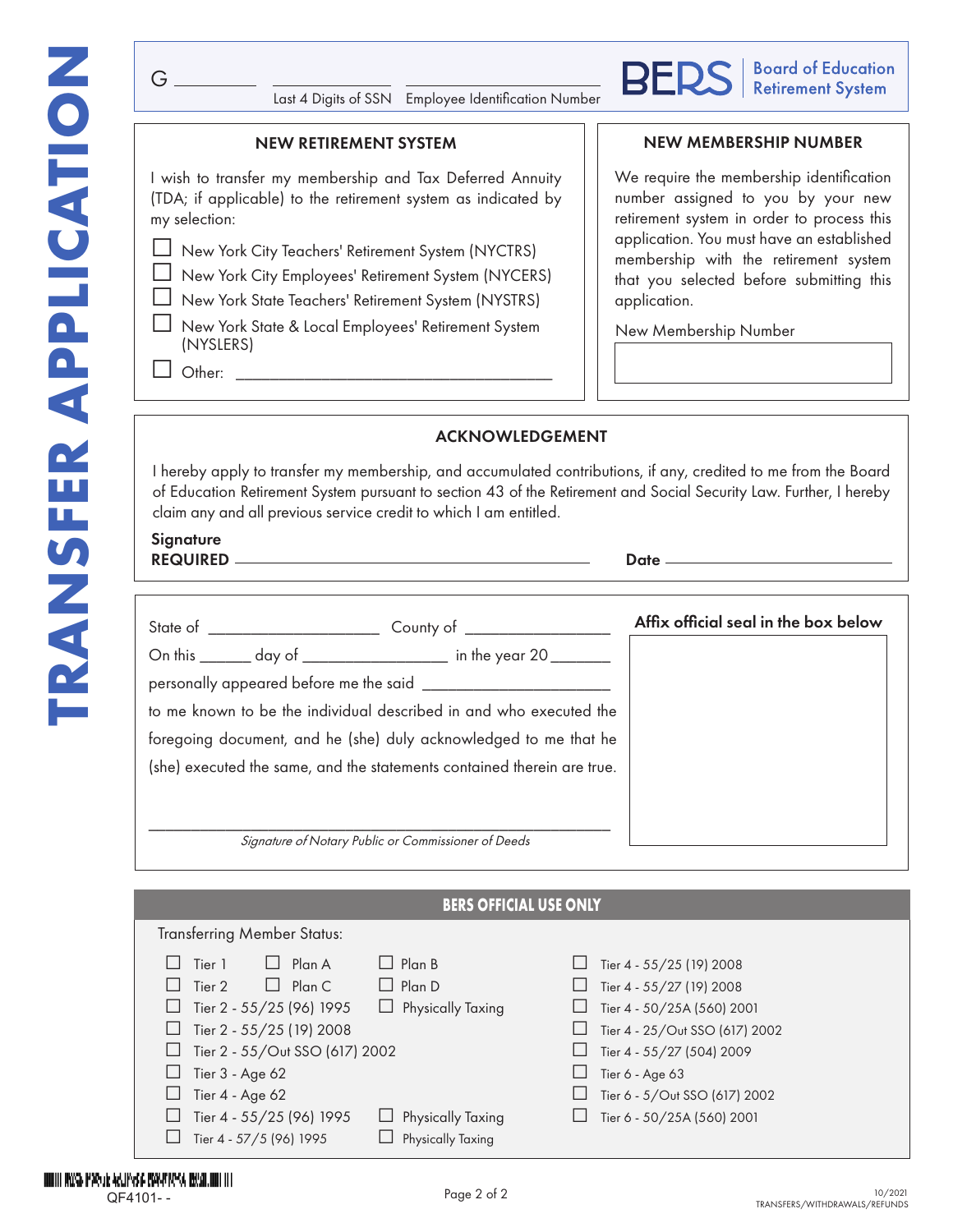# TRANSFER APPLICATION

G ________ ________ ________

Last 4 Digits of SSN | Employee Identification Number

**BERS** Board of Education Retirement System

## NEW RETIREMENT SYSTEM

I wish to transfer my membership and Tax Deferred Annuity (TDA; if applicable) to the retirement system as indicated by my selection:

- ☐ New York City Teachers' Retirement System (NYCTRS)
- ☐ New York City Employees' Retirement System (NYCERS)
- ☐ New York State Teachers' Retirement System (NYSTRS)
- ☐ New York State & Local Employees' Retirement System (NYSLERS)
- ☐ Other: ______________________________

## NEW MEMBERSHIP NUMBER

We require the membership identification number assigned to you by your new retirement system in order to process this application. You must have an established membership with the retirement system that you selected before submitting this application.

New Membership Number

______________________

## ACKNOWLEDGEMENT

I hereby apply to transfer my membership, and accumulated contributions, if any, credited to me from the Board of Education Retirement System pursuant to section 43 of the Retirement and Social Security Law. Further, I hereby claim any and all previous service credit to which I am entitled.

**Signature REQUIRED** ______________________________ **Date** ______________

State of ________________ County of ________________

On this ______ day of ________________ in the year 20 _______

personally appeared before me the said ______________________

to me known to be the individual described in and who executed the foregoing document, and he (she) duly acknowledged to me that he (she) executed the same, and the statements contained therein are true.

______________________________________________

*Signature of Notary Public or Commissioner of Deeds*

**Affix official seal in the box below**

## BERS OFFICIAL USE ONLY

Transferring Member Status:

- ☐ Tier 1
- ☐ Plan A
- ☐ Plan B
- ☐ Tier 2
- ☐ Plan C
- ☐ Plan D
- ☐ Tier 2 - 55/25 (96) 1995
- ☐ Physically Taxing
- ☐ Tier 2 - 55/25 (19) 2008
- ☐ Tier 2 - 55/Out SSO (617) 2002
- ☐ Tier 3 - Age 62
- ☐ Tier 4 - Age 62
- ☐ Tier 4 - 55/25 (96) 1995
- ☐ Physically Taxing
- ☐ Tier 4 - 57/5 (96) 1995
- ☐ Physically Taxing
- ☐ Tier 4 - 55/25 (19) 2008
- ☐ Tier 4 - 55/27 (19) 2008
- ☐ Tier 4 - 50/25A (560) 2001
- ☐ Tier 4 - 25/Out SSO (617) 2002
- ☐ Tier 4 - 55/27 (504) 2009
- ☐ Tier 6 - Age 63
- ☐ Tier 6 - 5/Out SSO (617) 2002
- ☐ Tier 6 - 50/25A (560) 2001

QF4101- -

10/2021
TRANSFERS/WITHDRAWALS/REFUNDS